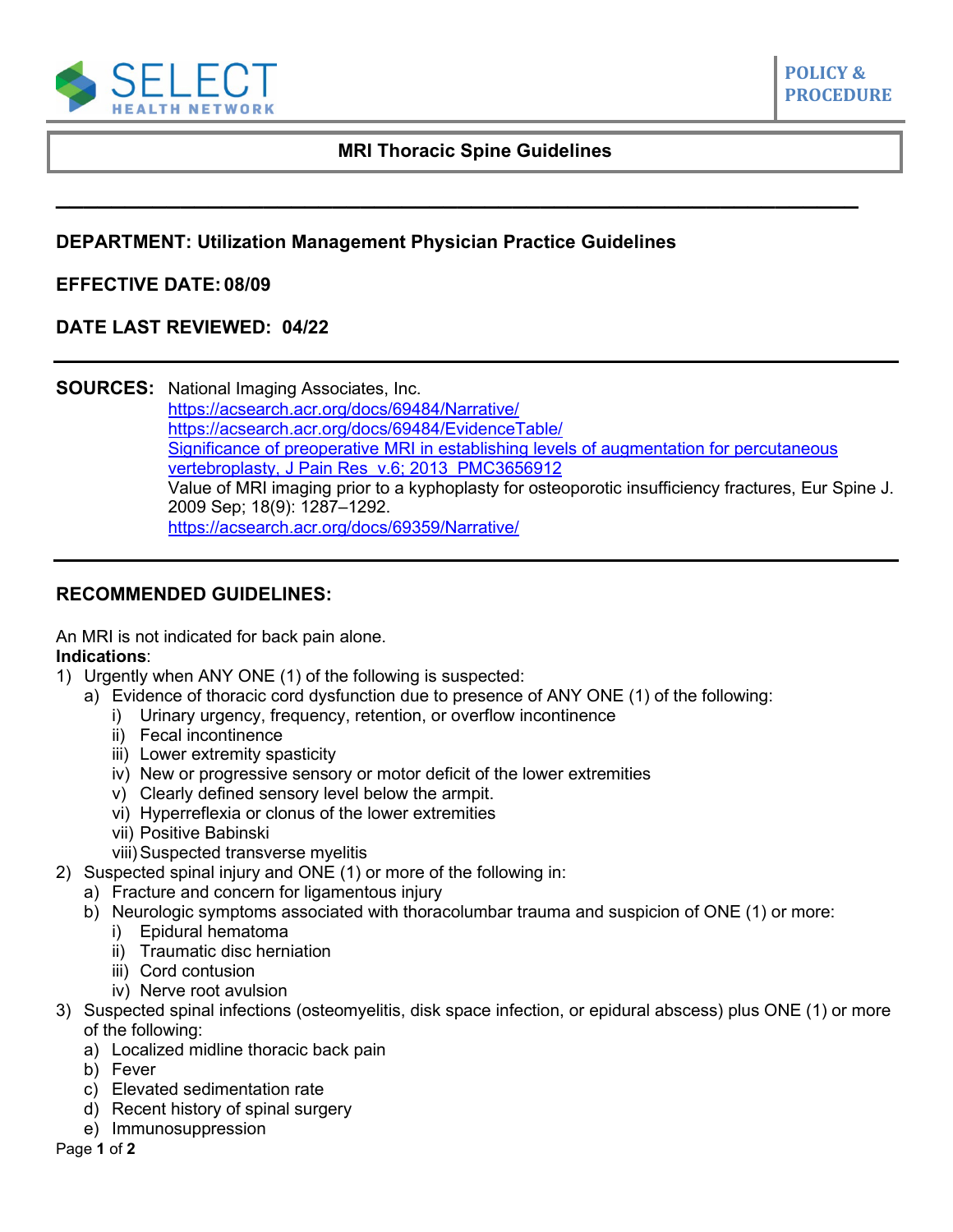SELECT HEALTH NETWORK

POLICY & PROCEDURE

# MRI Thoracic Spine Guidelines

---

**DEPARTMENT: Utilization Management Physician Practice Guidelines**

**EFFECTIVE DATE: 08/09**

**DATE LAST REVIEWED: 04/22**

---

**SOURCES:** National Imaging Associates, Inc.
[https://acsearch.acr.org/docs/69484/Narrative/](https://acsearch.acr.org/docs/69484/Narrative/)
[https://acsearch.acr.org/docs/69484/EvidenceTable/](https://acsearch.acr.org/docs/69484/EvidenceTable/)
[Significance of preoperative MRI in establishing levels of augmentation for percutaneous vertebroplasty, J Pain Res v.6; 2013 PMC3656912](Significance of preoperative MRI in establishing levels of augmentation for percutaneous vertebroplasty, J Pain Res v.6; 2013 PMC3656912)
Value of MRI imaging prior to a kyphoplasty for osteoporotic insufficiency fractures, Eur Spine J. 2009 Sep; 18(9): 1287–1292.
[https://acsearch.acr.org/docs/69359/Narrative/](https://acsearch.acr.org/docs/69359/Narrative/)

---

## RECOMMENDED GUIDELINES:

An MRI is not indicated for back pain alone.

**Indications**:

1) Urgently when ANY ONE (1) of the following is suspected:
   a) Evidence of thoracic cord dysfunction due to presence of ANY ONE (1) of the following:
      i) Urinary urgency, frequency, retention, or overflow incontinence
      ii) Fecal incontinence
      iii) Lower extremity spasticity
      iv) New or progressive sensory or motor deficit of the lower extremities
      v) Clearly defined sensory level below the armpit.
      vi) Hyperreflexia or clonus of the lower extremities
      vii) Positive Babinski
      viii) Suspected transverse myelitis
2) Suspected spinal injury and ONE (1) or more of the following in:
   a) Fracture and concern for ligamentous injury
   b) Neurologic symptoms associated with thoracolumbar trauma and suspicion of ONE (1) or more:
      i) Epidural hematoma
      ii) Traumatic disc herniation
      iii) Cord contusion
      iv) Nerve root avulsion
3) Suspected spinal infections (osteomyelitis, disk space infection, or epidural abscess) plus ONE (1) or more of the following:
   a) Localized midline thoracic back pain
   b) Fever
   c) Elevated sedimentation rate
   d) Recent history of spinal surgery
   e) Immunosuppression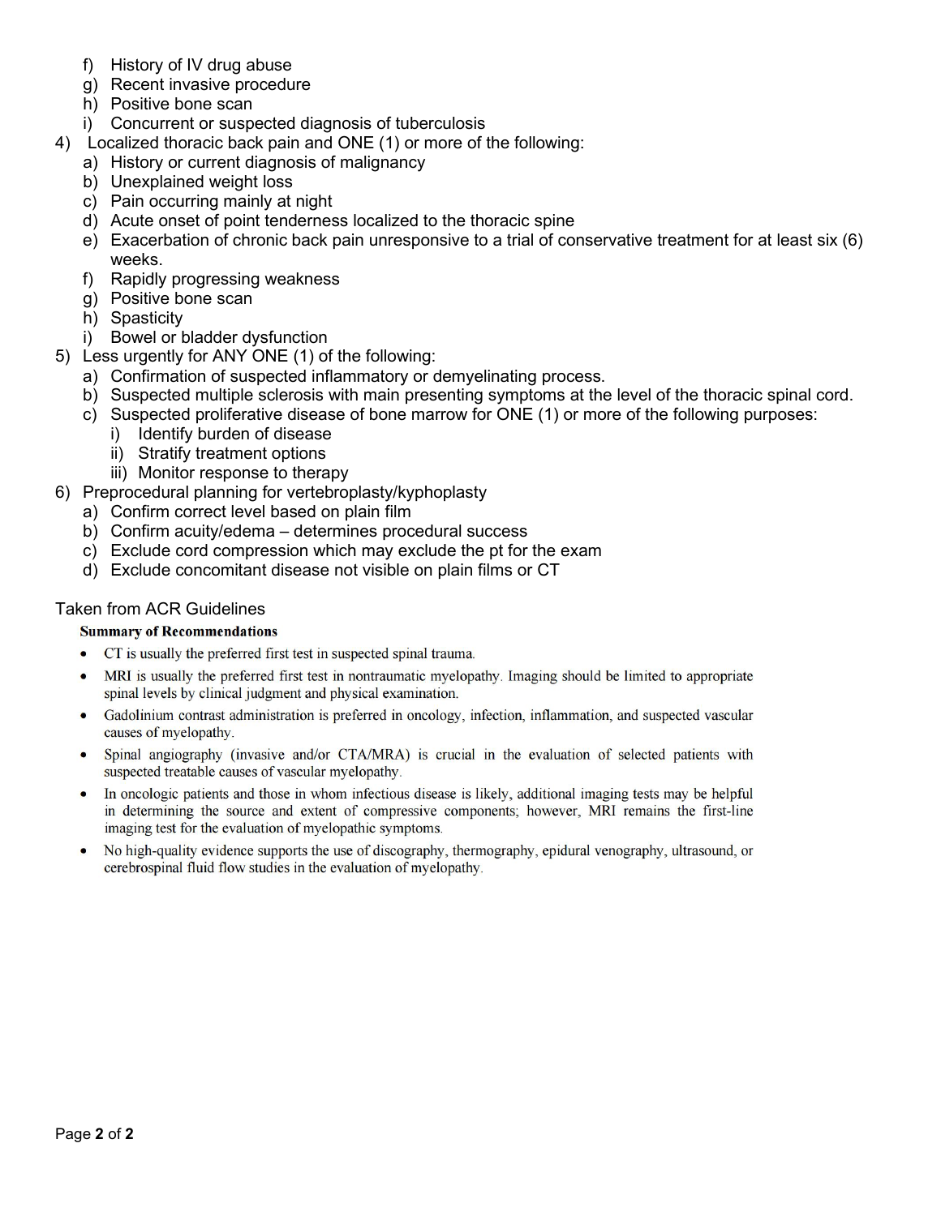f) History of IV drug abuse
   g) Recent invasive procedure
   h) Positive bone scan
   i) Concurrent or suspected diagnosis of tuberculosis

4) Localized thoracic back pain and ONE (1) or more of the following:
   a) History or current diagnosis of malignancy
   b) Unexplained weight loss
   c) Pain occurring mainly at night
   d) Acute onset of point tenderness localized to the thoracic spine
   e) Exacerbation of chronic back pain unresponsive to a trial of conservative treatment for at least six (6) weeks.
   f) Rapidly progressing weakness
   g) Positive bone scan
   h) Spasticity
   i) Bowel or bladder dysfunction

5) Less urgently for ANY ONE (1) of the following:
   a) Confirmation of suspected inflammatory or demyelinating process.
   b) Suspected multiple sclerosis with main presenting symptoms at the level of the thoracic spinal cord.
   c) Suspected proliferative disease of bone marrow for ONE (1) or more of the following purposes:
      i) Identify burden of disease
      ii) Stratify treatment options
      iii) Monitor response to therapy

6) Preprocedural planning for vertebroplasty/kyphoplasty
   a) Confirm correct level based on plain film
   b) Confirm acuity/edema – determines procedural success
   c) Exclude cord compression which may exclude the pt for the exam
   d) Exclude concomitant disease not visible on plain films or CT

Taken from ACR Guidelines

**Summary of Recommendations**

- CT is usually the preferred first test in suspected spinal trauma.
- MRI is usually the preferred first test in nontraumatic myelopathy. Imaging should be limited to appropriate spinal levels by clinical judgment and physical examination.
- Gadolinium contrast administration is preferred in oncology, infection, inflammation, and suspected vascular causes of myelopathy.
- Spinal angiography (invasive and/or CTA/MRA) is crucial in the evaluation of selected patients with suspected treatable causes of vascular myelopathy.
- In oncologic patients and those in whom infectious disease is likely, additional imaging tests may be helpful in determining the source and extent of compressive components; however, MRI remains the first-line imaging test for the evaluation of myelopathic symptoms.
- No high-quality evidence supports the use of discography, thermography, epidural venography, ultrasound, or cerebrospinal fluid flow studies in the evaluation of myelopathy.